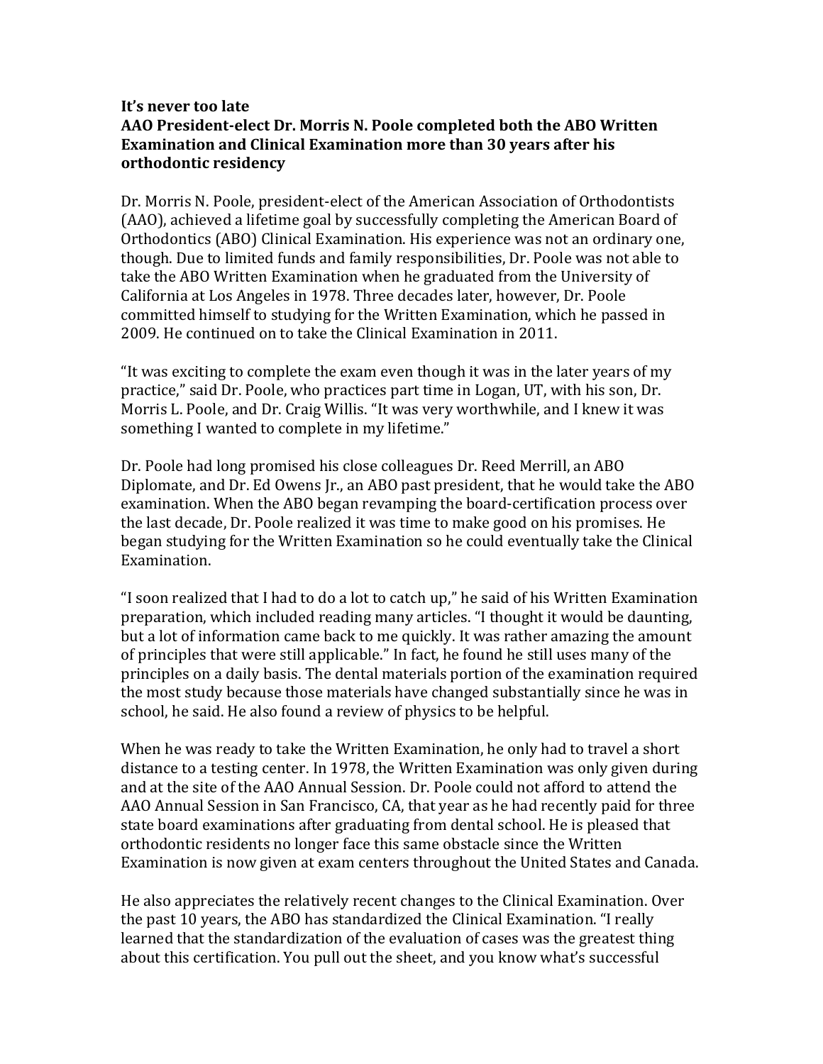**It's never too late**

**AAO President-elect Dr. Morris N. Poole completed both the ABO Written Examination and Clinical Examination more than 30 years after his orthodontic residency**

Dr. Morris N. Poole, president-elect of the American Association of Orthodontists (AAO), achieved a lifetime goal by successfully completing the American Board of Orthodontics (ABO) Clinical Examination. His experience was not an ordinary one, though. Due to limited funds and family responsibilities, Dr. Poole was not able to take the ABO Written Examination when he graduated from the University of California at Los Angeles in 1978. Three decades later, however, Dr. Poole committed himself to studying for the Written Examination, which he passed in 2009. He continued on to take the Clinical Examination in 2011.

"It was exciting to complete the exam even though it was in the later years of my practice," said Dr. Poole, who practices part time in Logan, UT, with his son, Dr. Morris L. Poole, and Dr. Craig Willis. "It was very worthwhile, and I knew it was something I wanted to complete in my lifetime."

Dr. Poole had long promised his close colleagues Dr. Reed Merrill, an ABO Diplomate, and Dr. Ed Owens Jr., an ABO past president, that he would take the ABO examination. When the ABO began revamping the board-certification process over the last decade, Dr. Poole realized it was time to make good on his promises. He began studying for the Written Examination so he could eventually take the Clinical Examination.

"I soon realized that I had to do a lot to catch up," he said of his Written Examination preparation, which included reading many articles. "I thought it would be daunting, but a lot of information came back to me quickly. It was rather amazing the amount of principles that were still applicable." In fact, he found he still uses many of the principles on a daily basis. The dental materials portion of the examination required the most study because those materials have changed substantially since he was in school, he said. He also found a review of physics to be helpful.

When he was ready to take the Written Examination, he only had to travel a short distance to a testing center. In 1978, the Written Examination was only given during and at the site of the AAO Annual Session. Dr. Poole could not afford to attend the AAO Annual Session in San Francisco, CA, that year as he had recently paid for three state board examinations after graduating from dental school. He is pleased that orthodontic residents no longer face this same obstacle since the Written Examination is now given at exam centers throughout the United States and Canada.

He also appreciates the relatively recent changes to the Clinical Examination. Over the past 10 years, the ABO has standardized the Clinical Examination. "I really learned that the standardization of the evaluation of cases was the greatest thing about this certification. You pull out the sheet, and you know what's successful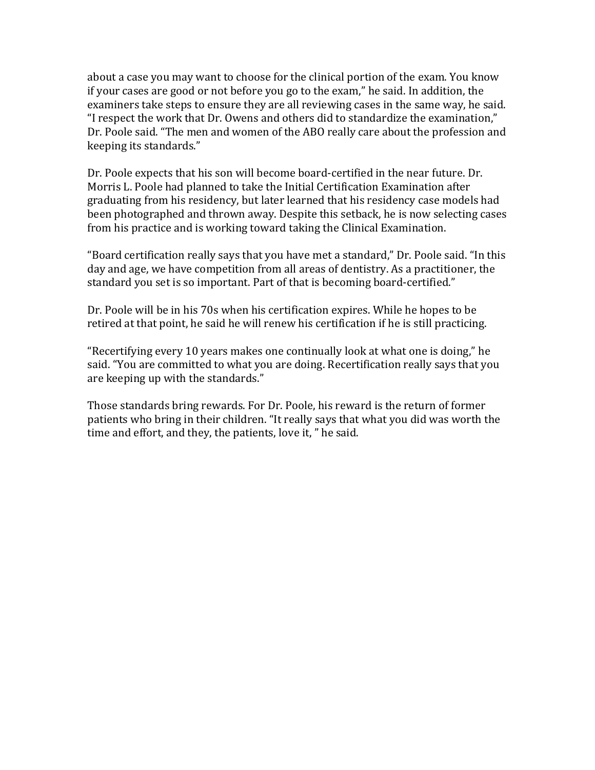about a case you may want to choose for the clinical portion of the exam. You know if your cases are good or not before you go to the exam," he said. In addition, the examiners take steps to ensure they are all reviewing cases in the same way, he said. "I respect the work that Dr. Owens and others did to standardize the examination," Dr. Poole said. "The men and women of the ABO really care about the profession and keeping its standards."

Dr. Poole expects that his son will become board-certified in the near future. Dr. Morris L. Poole had planned to take the Initial Certification Examination after graduating from his residency, but later learned that his residency case models had been photographed and thrown away. Despite this setback, he is now selecting cases from his practice and is working toward taking the Clinical Examination.

"Board certification really says that you have met a standard," Dr. Poole said. "In this day and age, we have competition from all areas of dentistry. As a practitioner, the standard you set is so important. Part of that is becoming board-certified."

Dr. Poole will be in his 70s when his certification expires. While he hopes to be retired at that point, he said he will renew his certification if he is still practicing.

"Recertifying every 10 years makes one continually look at what one is doing," he said. "You are committed to what you are doing. Recertification really says that you are keeping up with the standards."

Those standards bring rewards. For Dr. Poole, his reward is the return of former patients who bring in their children. "It really says that what you did was worth the time and effort, and they, the patients, love it, " he said.